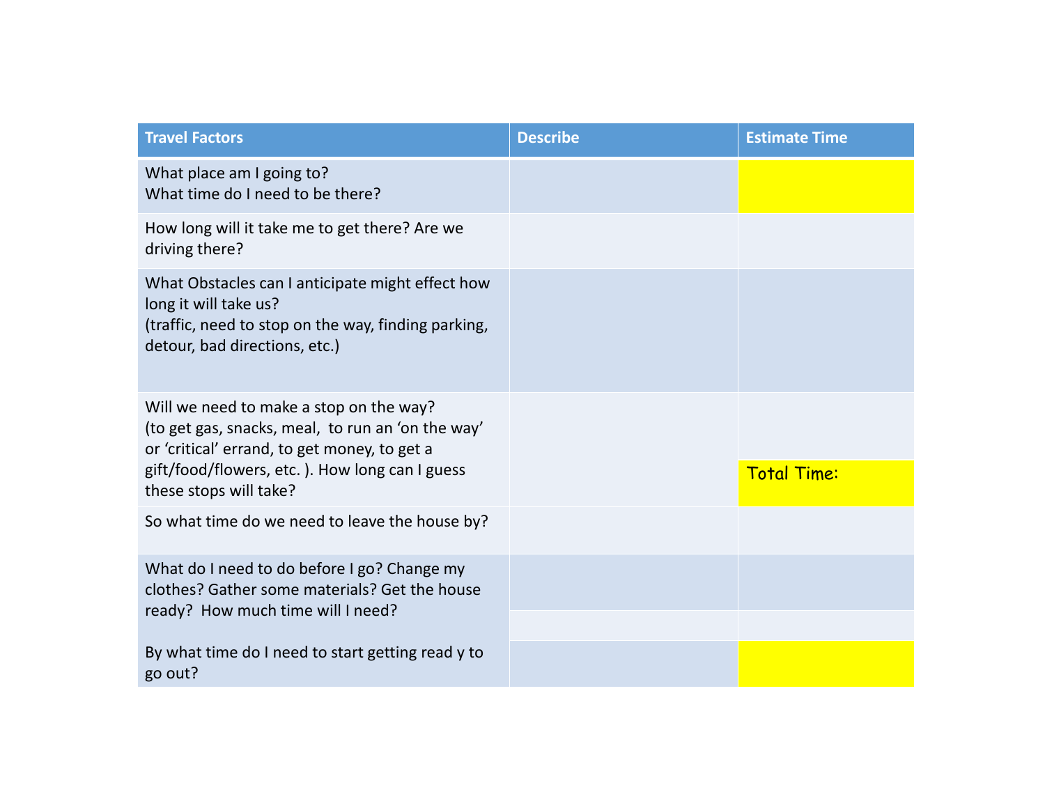| Travel Factors | Describe | Estimate Time |
|---|---|---|
| What place am I going to?<br>What time do I need to be there? | | |
| How long will it take me to get there? Are we driving there? | | |
| What Obstacles can I anticipate might effect how long it will take us?<br>(traffic, need to stop on the way, finding parking, detour, bad directions, etc.) | | |
| Will we need to make a stop on the way?<br>(to get gas, snacks, meal, to run an 'on the way' or 'critical' errand, to get money, to get a gift/food/flowers, etc. ). How long can I guess these stops will take? | | Total Time: |
| So what time do we need to leave the house by? | | |
| What do I need to do before I go? Change my clothes? Gather some materials? Get the house ready? How much time will I need? | | |
| By what time do I need to start getting read y to go out? | | |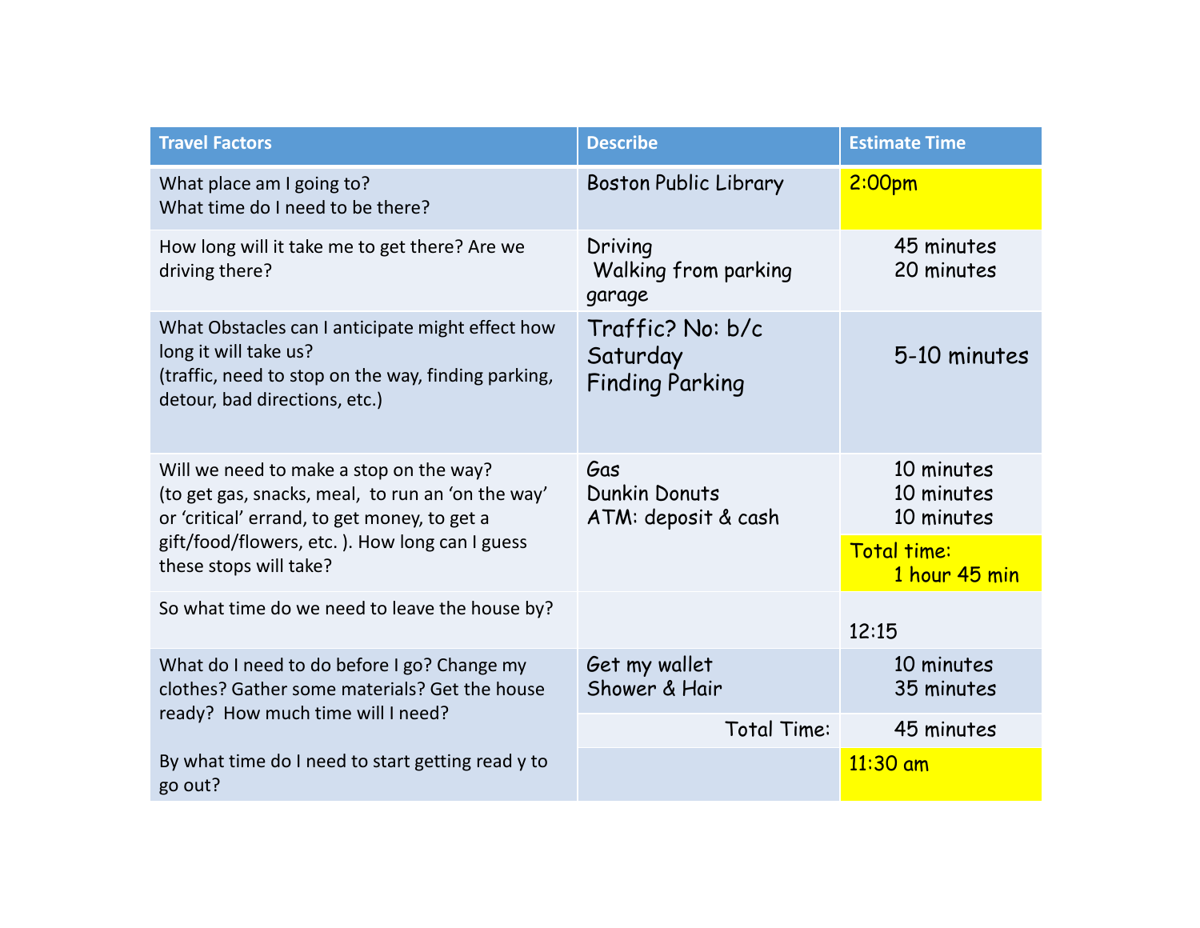| Travel Factors | Describe | Estimate Time |
|---|---|---|
| What place am I going to? What time do I need to be there? | Boston Public Library | 2:00pm |
| How long will it take me to get there? Are we driving there? | Driving<br>Walking from parking garage | 45 minutes<br>20 minutes |
| What Obstacles can I anticipate might effect how long it will take us? (traffic, need to stop on the way, finding parking, detour, bad directions, etc.) | Traffic? No: b/c Saturday<br>Finding Parking | 5-10 minutes |
| Will we need to make a stop on the way? (to get gas, snacks, meal, to run an 'on the way' or 'critical' errand, to get money, to get a gift/food/flowers, etc. ). How long can I guess these stops will take? | Gas<br>Dunkin Donuts<br>ATM: deposit & cash | 10 minutes<br>10 minutes<br>10 minutes |
| | | Total time: 1 hour 45 min |
| So what time do we need to leave the house by? | | 12:15 |
| What do I need to do before I go? Change my clothes? Gather some materials? Get the house ready? How much time will I need? | Get my wallet<br>Shower & Hair | 10 minutes<br>35 minutes |
| | Total Time: | 45 minutes |
| By what time do I need to start getting read y to go out? | | 11:30 am |